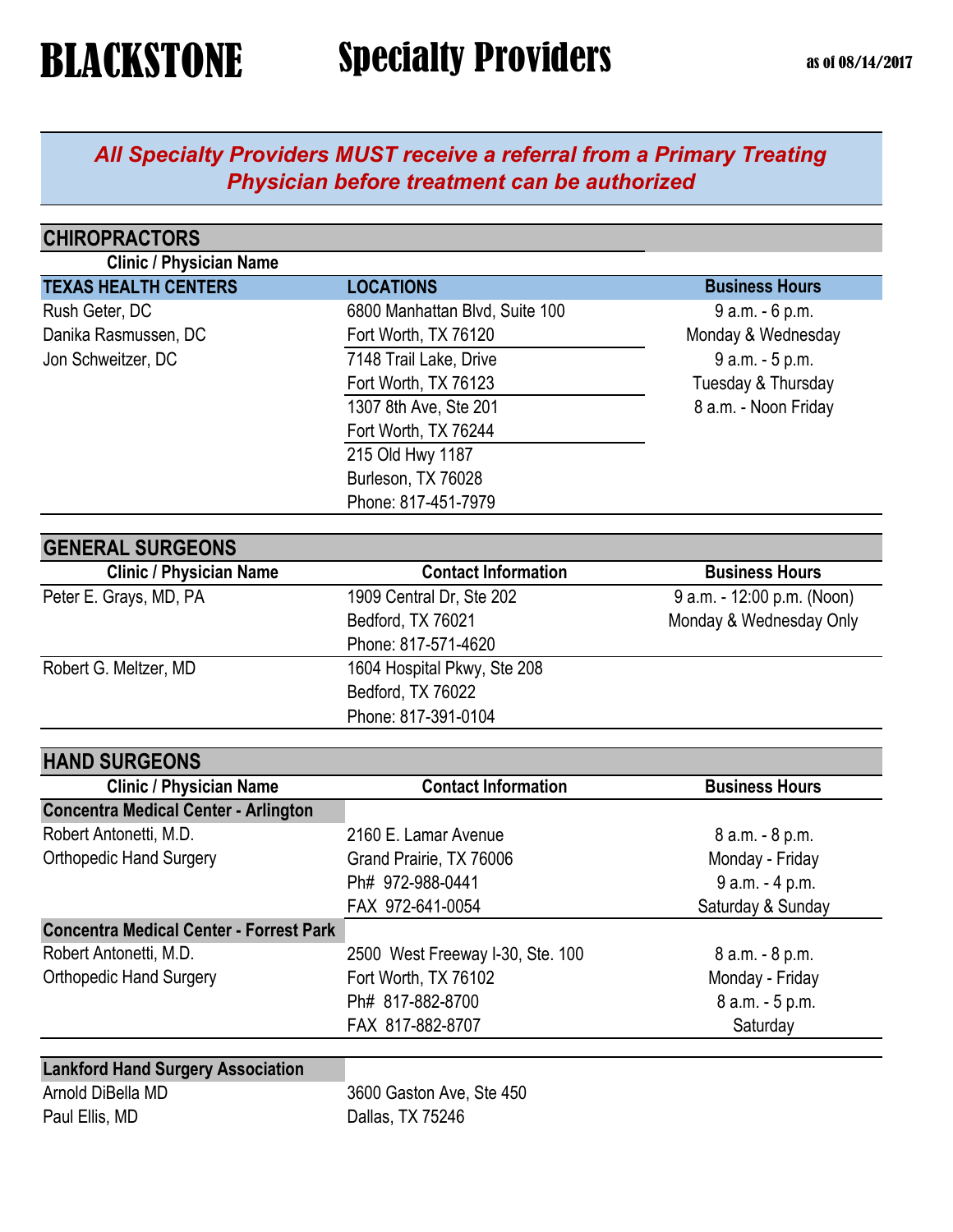# BLACKSTONE Specialty Providers

as of 08/14/2017

***All Specialty Providers MUST receive a referral from a Primary Treating Physician before treatment can be authorized***

## CHIROPRACTORS

| Clinic / Physician Name | | |
|---|---|---|
| **TEXAS HEALTH CENTERS** | **LOCATIONS** | **Business Hours** |
| Rush Geter, DC | 6800 Manhattan Blvd, Suite 100 | 9 a.m. - 6 p.m. |
| Danika Rasmussen, DC | Fort Worth, TX 76120 | Monday & Wednesday |
| Jon Schweitzer, DC | 7148 Trail Lake, Drive | 9 a.m. - 5 p.m. |
| | Fort Worth, TX 76123 | Tuesday & Thursday |
| | 1307 8th Ave, Ste 201 | 8 a.m. - Noon Friday |
| | Fort Worth, TX 76244 | |
| | 215 Old Hwy 1187 | |
| | Burleson, TX 76028 | |
| | Phone: 817-451-7979 | |

## GENERAL SURGEONS

| Clinic / Physician Name | Contact Information | Business Hours |
|---|---|---|
| Peter E. Grays, MD, PA | 1909 Central Dr, Ste 202 | 9 a.m. - 12:00 p.m. (Noon) |
| | Bedford, TX 76021 | Monday & Wednesday Only |
| | Phone: 817-571-4620 | |
| Robert G. Meltzer, MD | 1604 Hospital Pkwy, Ste 208 | |
| | Bedford, TX 76022 | |
| | Phone: 817-391-0104 | |

## HAND SURGEONS

| Clinic / Physician Name | Contact Information | Business Hours |
|---|---|---|
| **Concentra Medical Center - Arlington** | | |
| Robert Antonetti, M.D. | 2160 E. Lamar Avenue | 8 a.m. - 8 p.m. |
| Orthopedic Hand Surgery | Grand Prairie, TX 76006 | Monday - Friday |
| | Ph# 972-988-0441 | 9 a.m. - 4 p.m. |
| | FAX 972-641-0054 | Saturday & Sunday |
| **Concentra Medical Center - Forrest Park** | | |
| Robert Antonetti, M.D. | 2500 West Freeway I-30, Ste. 100 | 8 a.m. - 8 p.m. |
| Orthopedic Hand Surgery | Fort Worth, TX 76102 | Monday - Friday |
| | Ph# 817-882-8700 | 8 a.m. - 5 p.m. |
| | FAX 817-882-8707 | Saturday |
| **Lankford Hand Surgery Association** | | |
| Arnold DiBella MD | 3600 Gaston Ave, Ste 450 | |
| Paul Ellis, MD | Dallas, TX 75246 | |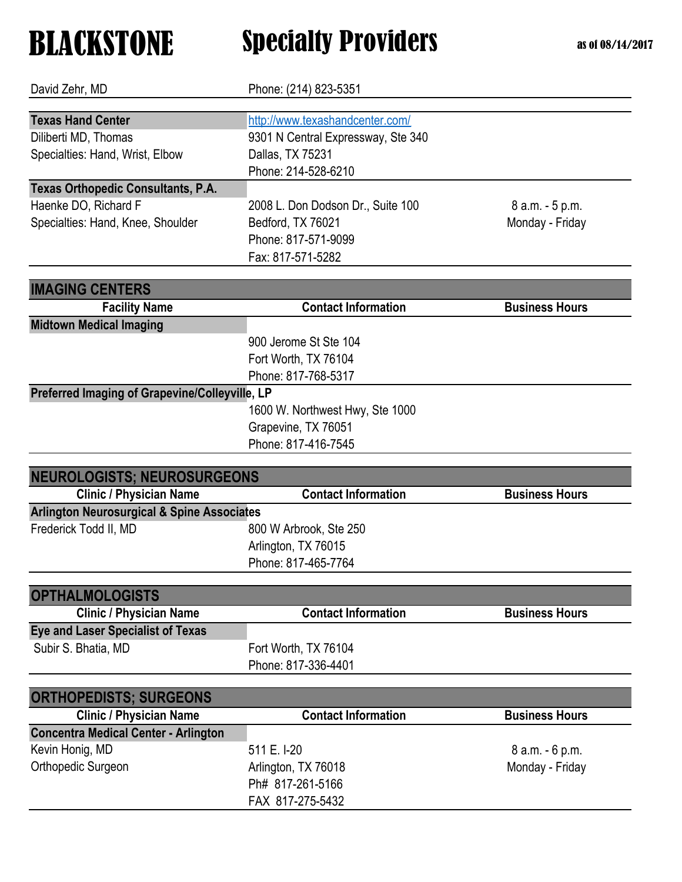# BLACKSTONE Specialty Providers

as of 08/14/2017

| | | |
|---|---|---|
| David Zehr, MD | Phone: (214) 823-5351 | |
| **Texas Hand Center** | http://www.texashandcenter.com/ | |
| Diliberti MD, Thomas | 9301 N Central Expressway, Ste 340 | |
| Specialties: Hand, Wrist, Elbow | Dallas, TX 75231 | |
| | Phone: 214-528-6210 | |
| **Texas Orthopedic Consultants, P.A.** | | |
| Haenke DO, Richard F | 2008 L. Don Dodson Dr., Suite 100 | 8 a.m. - 5 p.m. |
| Specialties: Hand, Knee, Shoulder | Bedford, TX 76021 | Monday - Friday |
| | Phone: 817-571-9099 | |
| | Fax: 817-571-5282 | |

## IMAGING CENTERS

| Facility Name | Contact Information | Business Hours |
|---|---|---|
| **Midtown Medical Imaging** | | |
| | 900 Jerome St Ste 104 | |
| | Fort Worth, TX 76104 | |
| | Phone: 817-768-5317 | |
| **Preferred Imaging of Grapevine/Colleyville, LP** | | |
| | 1600 W. Northwest Hwy, Ste 1000 | |
| | Grapevine, TX 76051 | |
| | Phone: 817-416-7545 | |

## NEUROLOGISTS; NEUROSURGEONS

| Clinic / Physician Name | Contact Information | Business Hours |
|---|---|---|
| **Arlington Neurosurgical & Spine Associates** | | |
| Frederick Todd II, MD | 800 W Arbrook, Ste 250 | |
| | Arlington, TX 76015 | |
| | Phone: 817-465-7764 | |

## OPTHALMOLOGISTS

| Clinic / Physician Name | Contact Information | Business Hours |
|---|---|---|
| **Eye and Laser Specialist of Texas** | | |
| Subir S. Bhatia, MD | Fort Worth, TX 76104 | |
| | Phone: 817-336-4401 | |

## ORTHOPEDISTS; SURGEONS

| Clinic / Physician Name | Contact Information | Business Hours |
|---|---|---|
| **Concentra Medical Center - Arlington** | | |
| Kevin Honig, MD | 511 E. I-20 | 8 a.m. - 6 p.m. |
| Orthopedic Surgeon | Arlington, TX 76018 | Monday - Friday |
| | Ph# 817-261-5166 | |
| | FAX 817-275-5432 | |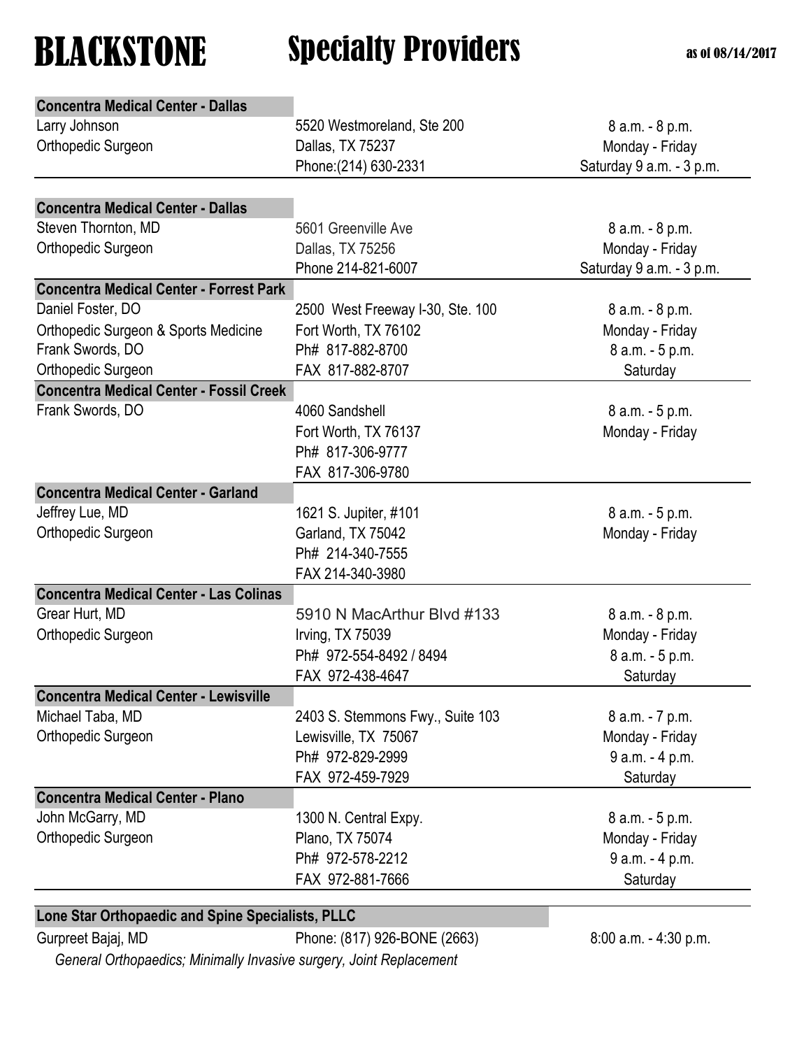# BLACKSTONE Specialty Providers

as of 08/14/2017

**Concentra Medical Center - Dallas**

| | | |
|---|---|---|
| Larry Johnson | 5520 Westmoreland, Ste 200 | 8 a.m. - 8 p.m. |
| Orthopedic Surgeon | Dallas, TX 75237 | Monday - Friday |
| | Phone:(214) 630-2331 | Saturday 9 a.m. - 3 p.m. |

**Concentra Medical Center - Dallas**

| | | |
|---|---|---|
| Steven Thornton, MD | 5601 Greenville Ave | 8 a.m. - 8 p.m. |
| Orthopedic Surgeon | Dallas, TX 75256 | Monday - Friday |
| | Phone 214-821-6007 | Saturday 9 a.m. - 3 p.m. |

**Concentra Medical Center - Forrest Park**

| | | |
|---|---|---|
| Daniel Foster, DO | 2500 West Freeway I-30, Ste. 100 | 8 a.m. - 8 p.m. |
| Orthopedic Surgeon & Sports Medicine | Fort Worth, TX 76102 | Monday - Friday |
| Frank Swords, DO | Ph# 817-882-8700 | 8 a.m. - 5 p.m. |
| Orthopedic Surgeon | FAX 817-882-8707 | Saturday |

**Concentra Medical Center - Fossil Creek**

| | | |
|---|---|---|
| Frank Swords, DO | 4060 Sandshell | 8 a.m. - 5 p.m. |
| | Fort Worth, TX 76137 | Monday - Friday |
| | Ph# 817-306-9777 | |
| | FAX 817-306-9780 | |

**Concentra Medical Center - Garland**

| | | |
|---|---|---|
| Jeffrey Lue, MD | 1621 S. Jupiter, #101 | 8 a.m. - 5 p.m. |
| Orthopedic Surgeon | Garland, TX 75042 | Monday - Friday |
| | Ph# 214-340-7555 | |
| | FAX 214-340-3980 | |

**Concentra Medical Center - Las Colinas**

| | | |
|---|---|---|
| Grear Hurt, MD | 5910 N MacArthur Blvd #133 | 8 a.m. - 8 p.m. |
| Orthopedic Surgeon | Irving, TX 75039 | Monday - Friday |
| | Ph# 972-554-8492 / 8494 | 8 a.m. - 5 p.m. |
| | FAX 972-438-4647 | Saturday |

**Concentra Medical Center - Lewisville**

| | | |
|---|---|---|
| Michael Taba, MD | 2403 S. Stemmons Fwy., Suite 103 | 8 a.m. - 7 p.m. |
| Orthopedic Surgeon | Lewisville, TX 75067 | Monday - Friday |
| | Ph# 972-829-2999 | 9 a.m. - 4 p.m. |
| | FAX 972-459-7929 | Saturday |

**Concentra Medical Center - Plano**

| | | |
|---|---|---|
| John McGarry, MD | 1300 N. Central Expy. | 8 a.m. - 5 p.m. |
| Orthopedic Surgeon | Plano, TX 75074 | Monday - Friday |
| | Ph# 972-578-2212 | 9 a.m. - 4 p.m. |
| | FAX 972-881-7666 | Saturday |

**Lone Star Orthopaedic and Spine Specialists, PLLC**

| | | |
|---|---|---|
| Gurpreet Bajaj, MD | Phone: (817) 926-BONE (2663) | 8:00 a.m. - 4:30 p.m. |

*General Orthopaedics; Minimally Invasive surgery, Joint Replacement*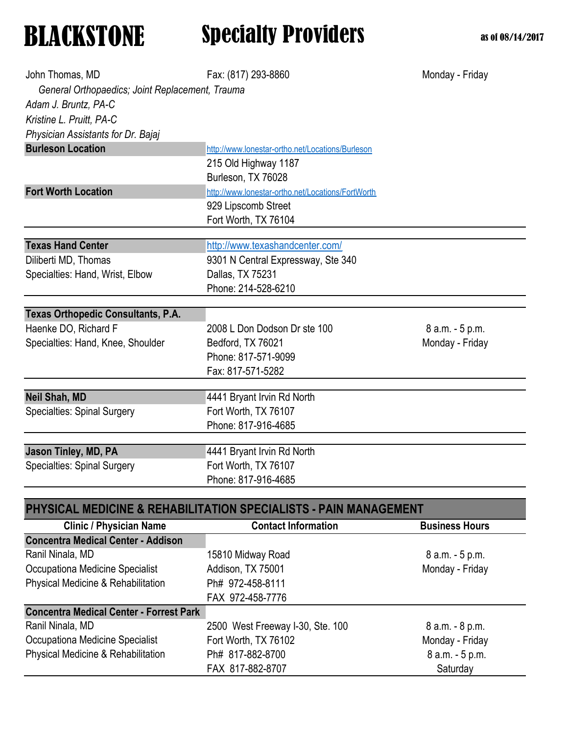# BLACKSTONE Specialty Providers

as of 08/14/2017

| | | |
|---|---|---|
| John Thomas, MD | Fax: (817) 293-8860 | Monday - Friday |
| *General Orthopaedics; Joint Replacement, Trauma* | | |
| *Adam J. Bruntz, PA-C* | | |
| *Kristine L. Pruitt, PA-C* | | |
| *Physician Assistants for Dr. Bajaj* | | |
| **Burleson Location** | http://www.lonestar-ortho.net/Locations/Burleson | |
| | 215 Old Highway 1187 | |
| | Burleson, TX 76028 | |
| **Fort Worth Location** | http://www.lonestar-ortho.net/Locations/FortWorth | |
| | 929 Lipscomb Street | |
| | Fort Worth, TX 76104 | |

| | | |
|---|---|---|
| **Texas Hand Center** | http://www.texashandcenter.com/ | |
| Diliberti MD, Thomas | 9301 N Central Expressway, Ste 340 | |
| Specialties: Hand, Wrist, Elbow | Dallas, TX 75231 | |
| | Phone: 214-528-6210 | |

| | | |
|---|---|---|
| **Texas Orthopedic Consultants, P.A.** | | |
| Haenke DO, Richard F | 2008 L Don Dodson Dr ste 100 | 8 a.m. - 5 p.m. |
| Specialties: Hand, Knee, Shoulder | Bedford, TX 76021 | Monday - Friday |
| | Phone: 817-571-9099 | |
| | Fax: 817-571-5282 | |

| | | |
|---|---|---|
| **Neil Shah, MD** | 4441 Bryant Irvin Rd North | |
| Specialties: Spinal Surgery | Fort Worth, TX 76107 | |
| | Phone: 817-916-4685 | |

| | | |
|---|---|---|
| **Jason Tinley, MD, PA** | 4441 Bryant Irvin Rd North | |
| Specialties: Spinal Surgery | Fort Worth, TX 76107 | |
| | Phone: 817-916-4685 | |

## PHYSICAL MEDICINE & REHABILITATION SPECIALISTS - PAIN MANAGEMENT

| Clinic / Physician Name | Contact Information | Business Hours |
|---|---|---|
| **Concentra Medical Center - Addison** | | |
| Ranil Ninala, MD | 15810 Midway Road | 8 a.m. - 5 p.m. |
| Occupationa Medicine Specialist | Addison, TX 75001 | Monday - Friday |
| Physical Medicine & Rehabilitation | Ph# 972-458-8111 | |
| | FAX 972-458-7776 | |
| **Concentra Medical Center - Forrest Park** | | |
| Ranil Ninala, MD | 2500 West Freeway I-30, Ste. 100 | 8 a.m. - 8 p.m. |
| Occupationa Medicine Specialist | Fort Worth, TX 76102 | Monday - Friday |
| Physical Medicine & Rehabilitation | Ph# 817-882-8700 | 8 a.m. - 5 p.m. |
| | FAX 817-882-8707 | Saturday |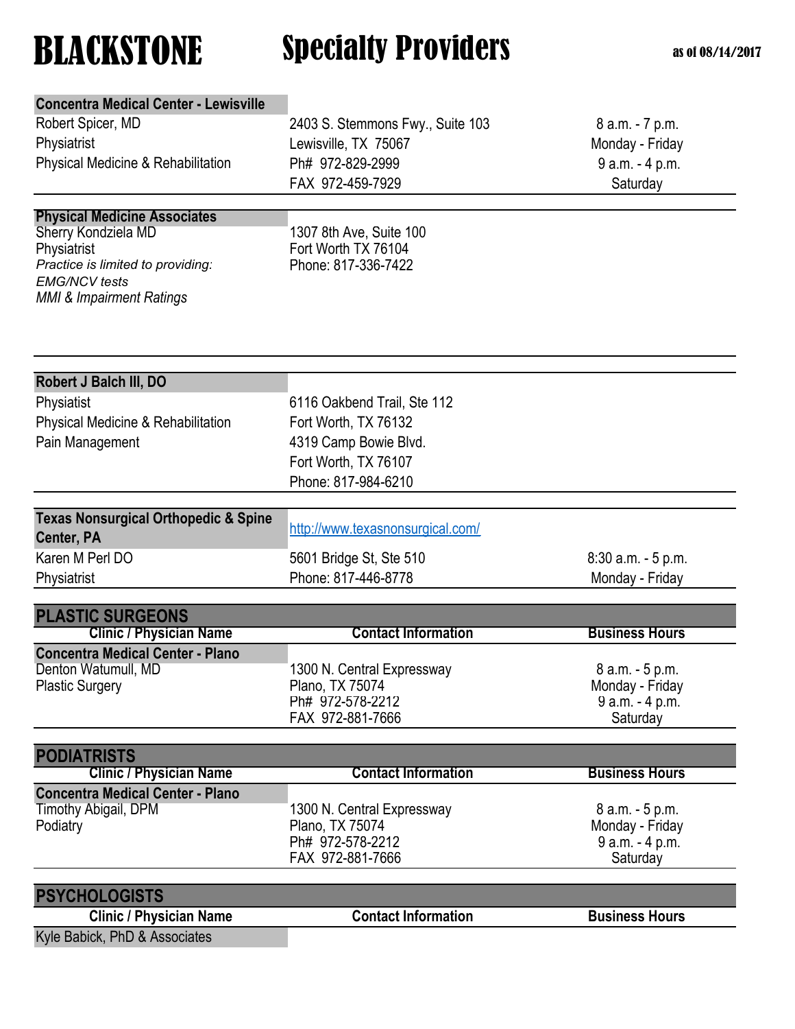# BLACKSTONE Specialty Providers

as of 08/14/2017

| | | |
|---|---|---|
| **Concentra Medical Center - Lewisville** | | |
| Robert Spicer, MD | 2403 S. Stemmons Fwy., Suite 103 | 8 a.m. - 7 p.m. |
| Physiatrist | Lewisville, TX 75067 | Monday - Friday |
| Physical Medicine & Rehabilitation | Ph# 972-829-2999 | 9 a.m. - 4 p.m. |
| | FAX 972-459-7929 | Saturday |
| **Physical Medicine Associates** | | |
| Sherry Kondziela MD | 1307 8th Ave, Suite 100 | |
| Physiatrist | Fort Worth TX 76104 | |
| *Practice is limited to providing:* | Phone: 817-336-7422 | |
| *EMG/NCV tests* | | |
| *MMI & Impairment Ratings* | | |
| **Robert J Balch III, DO** | | |
| Physiatist | 6116 Oakbend Trail, Ste 112 | |
| Physical Medicine & Rehabilitation | Fort Worth, TX 76132 | |
| Pain Management | 4319 Camp Bowie Blvd. | |
| | Fort Worth, TX 76107 | |
| | Phone: 817-984-6210 | |
| **Texas Nonsurgical Orthopedic & Spine Center, PA** | http://www.texasnonsurgical.com/ | |
| Karen M Perl DO | 5601 Bridge St, Ste 510 | 8:30 a.m. - 5 p.m. |
| Physiatrist | Phone: 817-446-8778 | Monday - Friday |

## PLASTIC SURGEONS

| Clinic / Physician Name | Contact Information | Business Hours |
|---|---|---|
| **Concentra Medical Center - Plano** | | |
| Denton Watumull, MD | 1300 N. Central Expressway | 8 a.m. - 5 p.m. |
| Plastic Surgery | Plano, TX 75074 | Monday - Friday |
| | Ph# 972-578-2212 | 9 a.m. - 4 p.m. |
| | FAX 972-881-7666 | Saturday |

## PODIATRISTS

| Clinic / Physician Name | Contact Information | Business Hours |
|---|---|---|
| **Concentra Medical Center - Plano** | | |
| Timothy Abigail, DPM | 1300 N. Central Expressway | 8 a.m. - 5 p.m. |
| Podiatry | Plano, TX 75074 | Monday - Friday |
| | Ph# 972-578-2212 | 9 a.m. - 4 p.m. |
| | FAX 972-881-7666 | Saturday |

## PSYCHOLOGISTS

| Clinic / Physician Name | Contact Information | Business Hours |
|---|---|---|
| Kyle Babick, PhD & Associates | | |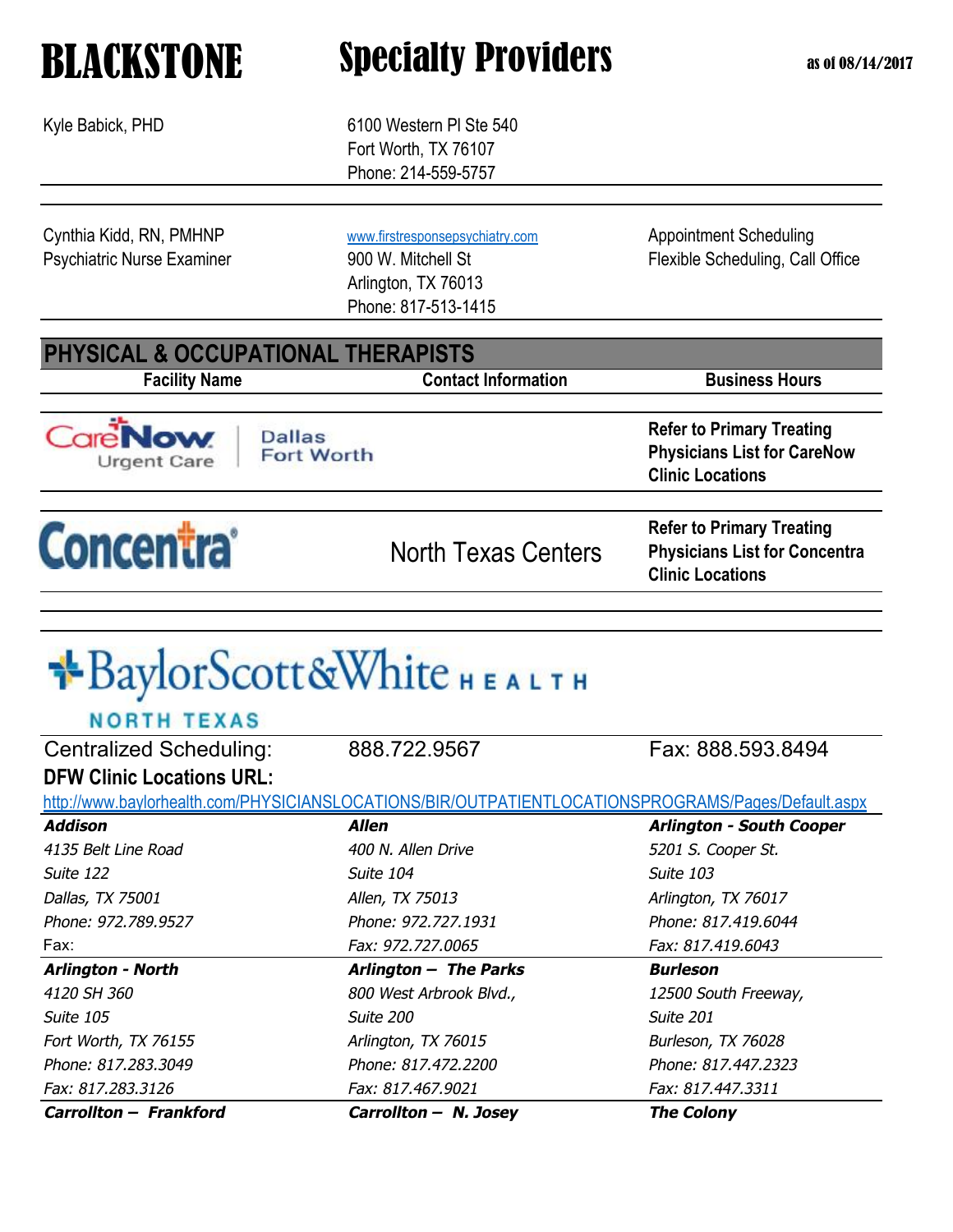# BLACKSTONE Specialty Providers

as of 08/14/2017

| | | |
|---|---|---|
| Kyle Babick, PHD | 6100 Western Pl Ste 540<br>Fort Worth, TX 76107<br>Phone: 214-559-5757 | |
| Cynthia Kidd, RN, PMHNP<br>Psychiatric Nurse Examiner | www.firstresponsepsychiatry.com<br>900 W. Mitchell St<br>Arlington, TX 76013<br>Phone: 817-513-1415 | Appointment Scheduling<br>Flexible Scheduling, Call Office |

## PHYSICAL & OCCUPATIONAL THERAPISTS

| Facility Name | Contact Information | Business Hours |
|---|---|---|
| CareNow Urgent Care Dallas Fort Worth | | **Refer to Primary Treating Physicians List for CareNow Clinic Locations** |
| Concentra | North Texas Centers | **Refer to Primary Treating Physicians List for Concentra Clinic Locations** |

## Baylor Scott & White HEALTH NORTH TEXAS

Centralized Scheduling: 888.722.9567 Fax: 888.593.8494

**DFW Clinic Locations URL:**

http://www.baylorhealth.com/PHYSICIANSLOCATIONS/BIR/OUTPATIENTLOCATIONSPROGRAMS/Pages/Default.aspx

| | | |
|---|---|---|
| ***Addison***<br>*4135 Belt Line Road*<br>*Suite 122*<br>*Dallas, TX 75001*<br>*Phone: 972.789.9527*<br>Fax: | ***Allen***<br>*400 N. Allen Drive*<br>*Suite 104*<br>*Allen, TX 75013*<br>*Phone: 972.727.1931*<br>*Fax: 972.727.0065* | ***Arlington - South Cooper***<br>*5201 S. Cooper St.*<br>*Suite 103*<br>*Arlington, TX 76017*<br>*Phone: 817.419.6044*<br>*Fax: 817.419.6043* |
| ***Arlington - North***<br>*4120 SH 360*<br>*Suite 105*<br>*Fort Worth, TX 76155*<br>*Phone: 817.283.3049*<br>*Fax: 817.283.3126* | ***Arlington – The Parks***<br>*800 West Arbrook Blvd.,*<br>*Suite 200*<br>*Arlington, TX 76015*<br>*Phone: 817.472.2200*<br>*Fax: 817.467.9021* | ***Burleson***<br>*12500 South Freeway,*<br>*Suite 201*<br>*Burleson, TX 76028*<br>*Phone: 817.447.2323*<br>*Fax: 817.447.3311* |
| ***Carrollton – Frankford*** | ***Carrollton – N. Josey*** | ***The Colony*** |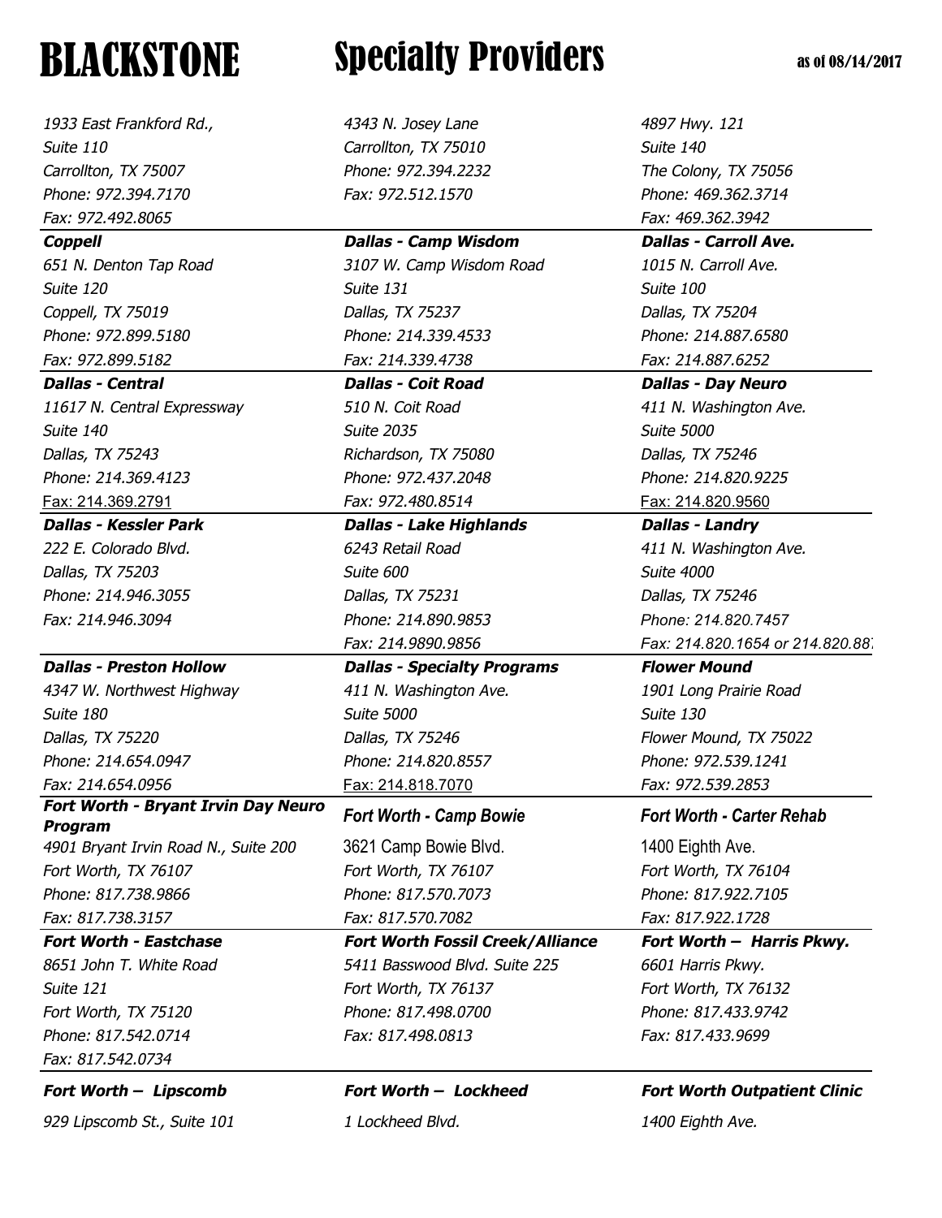# BLACKSTONE Specialty Providers

as of 08/14/2017

| | | |
|---|---|---|
| *1933 East Frankford Rd.,*<br>*Suite 110*<br>*Carrollton, TX 75007*<br>*Phone: 972.394.7170*<br>*Fax: 972.492.8065* | *4343 N. Josey Lane*<br>*Carrollton, TX 75010*<br>*Phone: 972.394.2232*<br>*Fax: 972.512.1570* | *4897 Hwy. 121*<br>*Suite 140*<br>*The Colony, TX 75056*<br>*Phone: 469.362.3714*<br>*Fax: 469.362.3942* |
| ***Coppell***<br>*651 N. Denton Tap Road*<br>*Suite 120*<br>*Coppell, TX 75019*<br>*Phone: 972.899.5180*<br>*Fax: 972.899.5182* | ***Dallas - Camp Wisdom***<br>*3107 W. Camp Wisdom Road*<br>*Suite 131*<br>*Dallas, TX 75237*<br>*Phone: 214.339.4533*<br>*Fax: 214.339.4738* | ***Dallas - Carroll Ave.***<br>*1015 N. Carroll Ave.*<br>*Suite 100*<br>*Dallas, TX 75204*<br>*Phone: 214.887.6580*<br>*Fax: 214.887.6252* |
| ***Dallas - Central***<br>*11617 N. Central Expressway*<br>*Suite 140*<br>*Dallas, TX 75243*<br>*Phone: 214.369.4123*<br>Fax: 214.369.2791 | ***Dallas - Coit Road***<br>*510 N. Coit Road*<br>*Suite 2035*<br>*Richardson, TX 75080*<br>*Phone: 972.437.2048*<br>*Fax: 972.480.8514* | ***Dallas - Day Neuro***<br>*411 N. Washington Ave.*<br>*Suite 5000*<br>*Dallas, TX 75246*<br>*Phone: 214.820.9225*<br>Fax: 214.820.9560 |
| ***Dallas - Kessler Park***<br>*222 E. Colorado Blvd.*<br>*Dallas, TX 75203*<br>*Phone: 214.946.3055*<br>*Fax: 214.946.3094* | ***Dallas - Lake Highlands***<br>*6243 Retail Road*<br>*Suite 600*<br>*Dallas, TX 75231*<br>*Phone: 214.890.9853*<br>*Fax: 214.9890.9856* | ***Dallas - Landry***<br>*411 N. Washington Ave.*<br>*Suite 4000*<br>*Dallas, TX 75246*<br>*Phone: 214.820.7457*<br>*Fax: 214.820.1654 or 214.820.88* |
| ***Dallas - Preston Hollow***<br>*4347 W. Northwest Highway*<br>*Suite 180*<br>*Dallas, TX 75220*<br>*Phone: 214.654.0947*<br>*Fax: 214.654.0956* | ***Dallas - Specialty Programs***<br>*411 N. Washington Ave.*<br>*Suite 5000*<br>*Dallas, TX 75246*<br>*Phone: 214.820.8557*<br>Fax: 214.818.7070 | ***Flower Mound***<br>*1901 Long Prairie Road*<br>*Suite 130*<br>*Flower Mound, TX 75022*<br>*Phone: 972.539.1241*<br>*Fax: 972.539.2853* |
| ***Fort Worth - Bryant Irvin Day Neuro Program***<br>*4901 Bryant Irvin Road N., Suite 200*<br>*Fort Worth, TX 76107*<br>*Phone: 817.738.9866*<br>*Fax: 817.738.3157* | ***Fort Worth - Camp Bowie***<br>3621 Camp Bowie Blvd.<br>*Fort Worth, TX 76107*<br>*Phone: 817.570.7073*<br>*Fax: 817.570.7082* | ***Fort Worth - Carter Rehab***<br>1400 Eighth Ave.<br>*Fort Worth, TX 76104*<br>*Phone: 817.922.7105*<br>*Fax: 817.922.1728* |
| ***Fort Worth - Eastchase***<br>*8651 John T. White Road*<br>*Suite 121*<br>*Fort Worth, TX 75120*<br>*Phone: 817.542.0714*<br>*Fax: 817.542.0734* | ***Fort Worth Fossil Creek/Alliance***<br>*5411 Basswood Blvd. Suite 225*<br>*Fort Worth, TX 76137*<br>*Phone: 817.498.0700*<br>*Fax: 817.498.0813* | ***Fort Worth – Harris Pkwy.***<br>*6601 Harris Pkwy.*<br>*Fort Worth, TX 76132*<br>*Phone: 817.433.9742*<br>*Fax: 817.433.9699* |
| ***Fort Worth – Lipscomb***<br>*929 Lipscomb St., Suite 101* | ***Fort Worth – Lockheed***<br>*1 Lockheed Blvd.* | ***Fort Worth Outpatient Clinic***<br>*1400 Eighth Ave.* |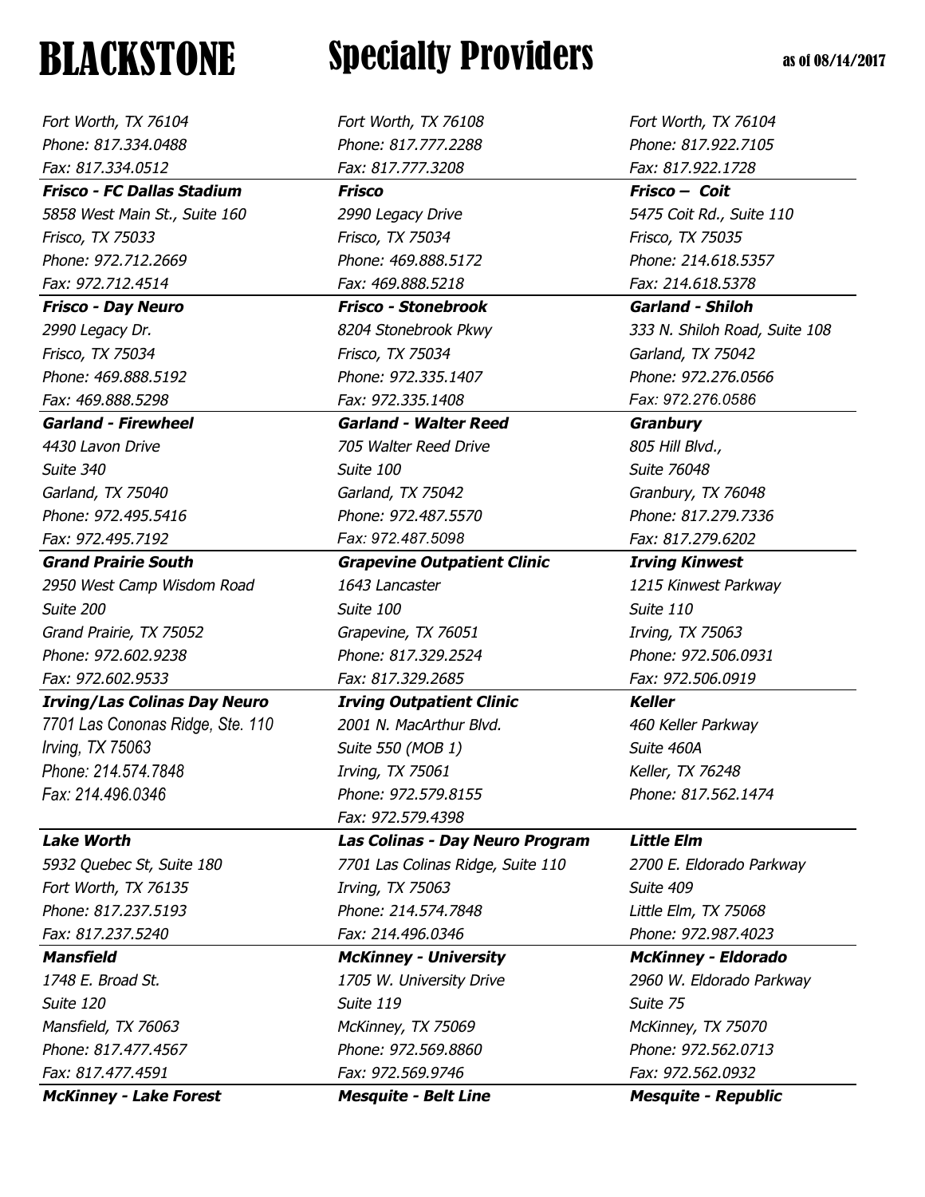# BLACKSTONE Specialty Providers

as of 08/14/2017

| | | |
|---|---|---|
| *Fort Worth, TX 76104*<br>*Phone: 817.334.0488*<br>*Fax: 817.334.0512* | *Fort Worth, TX 76108*<br>*Phone: 817.777.2288*<br>*Fax: 817.777.3208* | *Fort Worth, TX 76104*<br>*Phone: 817.922.7105*<br>*Fax: 817.922.1728* |
| ***Frisco - FC Dallas Stadium***<br>*5858 West Main St., Suite 160*<br>*Frisco, TX 75033*<br>*Phone: 972.712.2669*<br>*Fax: 972.712.4514* | ***Frisco***<br>*2990 Legacy Drive*<br>*Frisco, TX 75034*<br>*Phone: 469.888.5172*<br>*Fax: 469.888.5218* | ***Frisco – Coit***<br>*5475 Coit Rd., Suite 110*<br>*Frisco, TX 75035*<br>*Phone: 214.618.5357*<br>*Fax: 214.618.5378* |
| ***Frisco - Day Neuro***<br>*2990 Legacy Dr.*<br>*Frisco, TX 75034*<br>*Phone: 469.888.5192*<br>*Fax: 469.888.5298* | ***Frisco - Stonebrook***<br>*8204 Stonebrook Pkwy*<br>*Frisco, TX 75034*<br>*Phone: 972.335.1407*<br>*Fax: 972.335.1408* | ***Garland - Shiloh***<br>*333 N. Shiloh Road, Suite 108*<br>*Garland, TX 75042*<br>*Phone: 972.276.0566*<br>*Fax: 972.276.0586* |
| ***Garland - Firewheel***<br>*4430 Lavon Drive*<br>*Suite 340*<br>*Garland, TX 75040*<br>*Phone: 972.495.5416*<br>*Fax: 972.495.7192* | ***Garland - Walter Reed***<br>*705 Walter Reed Drive*<br>*Suite 100*<br>*Garland, TX 75042*<br>*Phone: 972.487.5570*<br>*Fax: 972.487.5098* | ***Granbury***<br>*805 Hill Blvd.,*<br>*Suite 76048*<br>*Granbury, TX 76048*<br>*Phone: 817.279.7336*<br>*Fax: 817.279.6202* |
| ***Grand Prairie South***<br>*2950 West Camp Wisdom Road*<br>*Suite 200*<br>*Grand Prairie, TX 75052*<br>*Phone: 972.602.9238*<br>*Fax: 972.602.9533* | ***Grapevine Outpatient Clinic***<br>*1643 Lancaster*<br>*Suite 100*<br>*Grapevine, TX 76051*<br>*Phone: 817.329.2524*<br>*Fax: 817.329.2685* | ***Irving Kinwest***<br>*1215 Kinwest Parkway*<br>*Suite 110*<br>*Irving, TX 75063*<br>*Phone: 972.506.0931*<br>*Fax: 972.506.0919* |
| ***Irving/Las Colinas Day Neuro***<br>*7701 Las Cononas Ridge, Ste. 110*<br>*Irving, TX 75063*<br>*Phone: 214.574.7848*<br>*Fax: 214.496.0346* | ***Irving Outpatient Clinic***<br>*2001 N. MacArthur Blvd.*<br>*Suite 550 (MOB 1)*<br>*Irving, TX 75061*<br>*Phone: 972.579.8155*<br>*Fax: 972.579.4398* | ***Keller***<br>*460 Keller Parkway*<br>*Suite 460A*<br>*Keller, TX 76248*<br>*Phone: 817.562.1474* |
| ***Lake Worth***<br>*5932 Quebec St, Suite 180*<br>*Fort Worth, TX 76135*<br>*Phone: 817.237.5193*<br>*Fax: 817.237.5240* | ***Las Colinas - Day Neuro Program***<br>*7701 Las Colinas Ridge, Suite 110*<br>*Irving, TX 75063*<br>*Phone: 214.574.7848*<br>*Fax: 214.496.0346* | ***Little Elm***<br>*2700 E. Eldorado Parkway*<br>*Suite 409*<br>*Little Elm, TX 75068*<br>*Phone: 972.987.4023* |
| ***Mansfield***<br>*1748 E. Broad St.*<br>*Suite 120*<br>*Mansfield, TX 76063*<br>*Phone: 817.477.4567*<br>*Fax: 817.477.4591* | ***McKinney - University***<br>*1705 W. University Drive*<br>*Suite 119*<br>*McKinney, TX 75069*<br>*Phone: 972.569.8860*<br>*Fax: 972.569.9746* | ***McKinney - Eldorado***<br>*2960 W. Eldorado Parkway*<br>*Suite 75*<br>*McKinney, TX 75070*<br>*Phone: 972.562.0713*<br>*Fax: 972.562.0932* |
| ***McKinney - Lake Forest*** | ***Mesquite - Belt Line*** | ***Mesquite - Republic*** |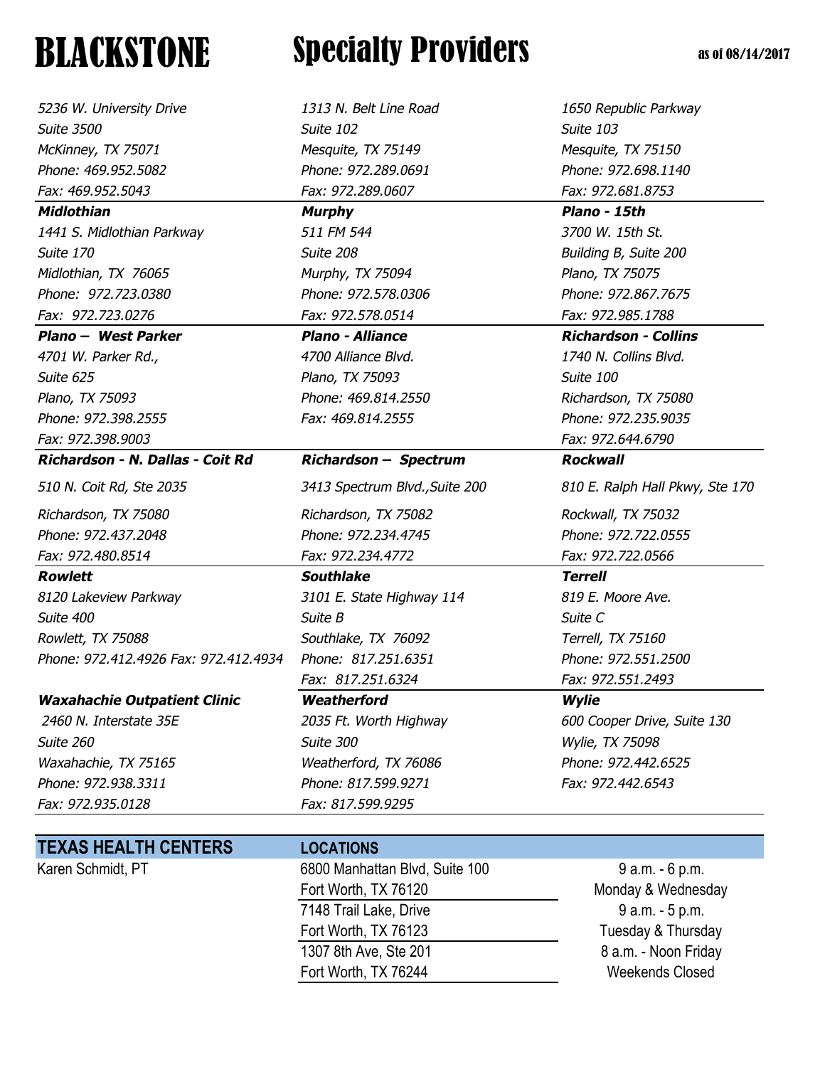# BLACKSTONE Specialty Providers

as of 08/14/2017

| | | |
|---|---|---|
| *5236 W. University Drive*<br>*Suite 3500*<br>*McKinney, TX 75071*<br>*Phone: 469.952.5082*<br>*Fax: 469.952.5043* | *1313 N. Belt Line Road*<br>*Suite 102*<br>*Mesquite, TX 75149*<br>*Phone: 972.289.0691*<br>*Fax: 972.289.0607* | *1650 Republic Parkway*<br>*Suite 103*<br>*Mesquite, TX 75150*<br>*Phone: 972.698.1140*<br>*Fax: 972.681.8753* |
| ***Midlothian***<br>*1441 S. Midlothian Parkway*<br>*Suite 170*<br>*Midlothian, TX 76065*<br>*Phone: 972.723.0380*<br>*Fax: 972.723.0276* | ***Murphy***<br>*511 FM 544*<br>*Suite 208*<br>*Murphy, TX 75094*<br>*Phone: 972.578.0306*<br>*Fax: 972.578.0514* | ***Plano - 15th***<br>*3700 W. 15th St.*<br>*Building B, Suite 200*<br>*Plano, TX 75075*<br>*Phone: 972.867.7675*<br>*Fax: 972.985.1788* |
| ***Plano – West Parker***<br>*4701 W. Parker Rd.,*<br>*Suite 625*<br>*Plano, TX 75093*<br>*Phone: 972.398.2555*<br>*Fax: 972.398.9003* | ***Plano - Alliance***<br>*4700 Alliance Blvd.*<br>*Plano, TX 75093*<br>*Phone: 469.814.2550*<br>*Fax: 469.814.2555* | ***Richardson - Collins***<br>*1740 N. Collins Blvd.*<br>*Suite 100*<br>*Richardson, TX 75080*<br>*Phone: 972.235.9035*<br>*Fax: 972.644.6790* |
| ***Richardson - N. Dallas - Coit Rd***<br>*510 N. Coit Rd, Ste 2035*<br>*Richardson, TX 75080*<br>*Phone: 972.437.2048*<br>*Fax: 972.480.8514* | ***Richardson – Spectrum***<br>*3413 Spectrum Blvd.,Suite 200*<br>*Richardson, TX 75082*<br>*Phone: 972.234.4745*<br>*Fax: 972.234.4772* | ***Rockwall***<br>*810 E. Ralph Hall Pkwy, Ste 170*<br>*Rockwall, TX 75032*<br>*Phone: 972.722.0555*<br>*Fax: 972.722.0566* |
| ***Rowlett***<br>*8120 Lakeview Parkway*<br>*Suite 400*<br>*Rowlett, TX 75088*<br>*Phone: 972.412.4926 Fax: 972.412.4934* | ***Southlake***<br>*3101 E. State Highway 114*<br>*Suite B*<br>*Southlake, TX 76092*<br>*Phone: 817.251.6351*<br>*Fax: 817.251.6324* | ***Terrell***<br>*819 E. Moore Ave.*<br>*Suite C*<br>*Terrell, TX 75160*<br>*Phone: 972.551.2500*<br>*Fax: 972.551.2493* |
| ***Waxahachie Outpatient Clinic***<br>*2460 N. Interstate 35E*<br>*Suite 260*<br>*Waxahachie, TX 75165*<br>*Phone: 972.938.3311*<br>*Fax: 972.935.0128* | ***Weatherford***<br>*2035 Ft. Worth Highway*<br>*Suite 300*<br>*Weatherford, TX 76086*<br>*Phone: 817.599.9271*<br>*Fax: 817.599.9295* | ***Wylie***<br>*600 Cooper Drive, Suite 130*<br>*Wylie, TX 75098*<br>*Phone: 972.442.6525*<br>*Fax: 972.442.6543* |

| TEXAS HEALTH CENTERS | LOCATIONS | |
|---|---|---|
| Karen Schmidt, PT | 6800 Manhattan Blvd, Suite 100<br>Fort Worth, TX 76120 | 9 a.m. - 6 p.m.<br>Monday & Wednesday |
| | 7148 Trail Lake, Drive<br>Fort Worth, TX 76123 | 9 a.m. - 5 p.m.<br>Tuesday & Thursday |
| | 1307 8th Ave, Ste 201<br>Fort Worth, TX 76244 | 8 a.m. - Noon Friday<br>Weekends Closed |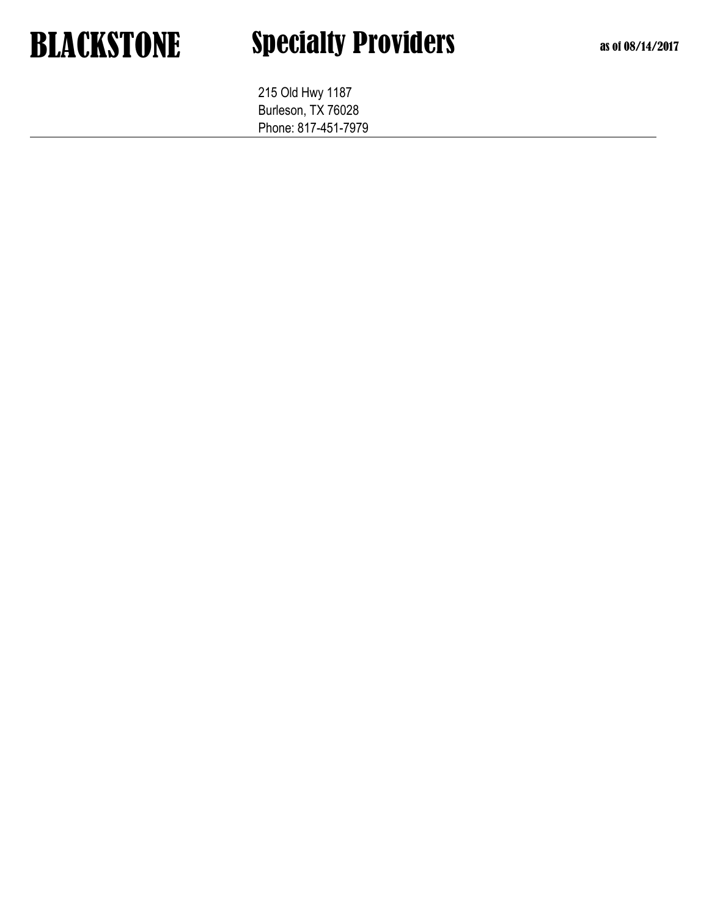# BLACKSTONE Specialty Providers

as of 08/14/2017

215 Old Hwy 1187
Burleson, TX 76028
Phone: 817-451-7979